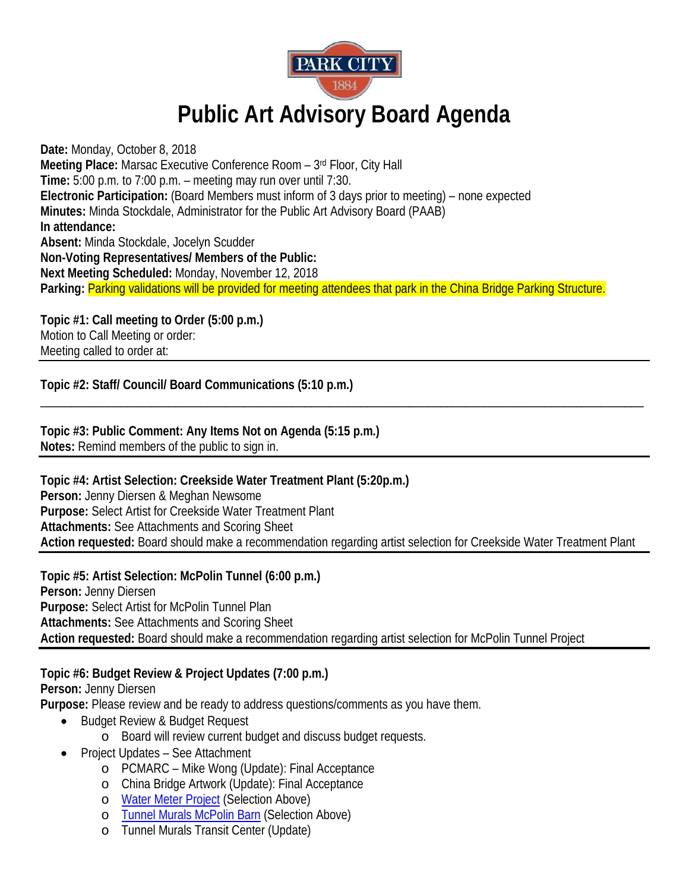PARK CITY
1884

# Public Art Advisory Board Agenda

**Date:** Monday, October 8, 2018
**Meeting Place:** Marsac Executive Conference Room – 3rd Floor, City Hall
**Time:** 5:00 p.m. to 7:00 p.m. – meeting may run over until 7:30.
**Electronic Participation:** (Board Members must inform of 3 days prior to meeting) – none expected
**Minutes:** Minda Stockdale, Administrator for the Public Art Advisory Board (PAAB)
**In attendance:**
**Absent:** Minda Stockdale, Jocelyn Scudder
**Non-Voting Representatives/ Members of the Public:**
**Next Meeting Scheduled:** Monday, November 12, 2018
**Parking:** Parking validations will be provided for meeting attendees that park in the China Bridge Parking Structure.

**Topic #1: Call meeting to Order (5:00 p.m.)**
Motion to Call Meeting or order:
Meeting called to order at:

---

**Topic #2: Staff/ Council/ Board Communications (5:10 p.m.)**

---

**Topic #3: Public Comment: Any Items Not on Agenda (5:15 p.m.)**
**Notes:** Remind members of the public to sign in.

---

**Topic #4: Artist Selection: Creekside Water Treatment Plant (5:20p.m.)**
**Person:** Jenny Diersen & Meghan Newsome
**Purpose:** Select Artist for Creekside Water Treatment Plant
**Attachments:** See Attachments and Scoring Sheet
**Action requested:** Board should make a recommendation regarding artist selection for Creekside Water Treatment Plant

---

**Topic #5: Artist Selection: McPolin Tunnel (6:00 p.m.)**
**Person:** Jenny Diersen
**Purpose:** Select Artist for McPolin Tunnel Plan
**Attachments:** See Attachments and Scoring Sheet
**Action requested:** Board should make a recommendation regarding artist selection for McPolin Tunnel Project

---

**Topic #6: Budget Review & Project Updates (7:00 p.m.)**
**Person:** Jenny Diersen
**Purpose:** Please review and be ready to address questions/comments as you have them.

- Budget Review & Budget Request
  - Board will review current budget and discuss budget requests.
- Project Updates – See Attachment
  - PCMARC – Mike Wong (Update): Final Acceptance
  - China Bridge Artwork (Update): Final Acceptance
  - Water Meter Project (Selection Above)
  - Tunnel Murals McPolin Barn (Selection Above)
  - Tunnel Murals Transit Center (Update)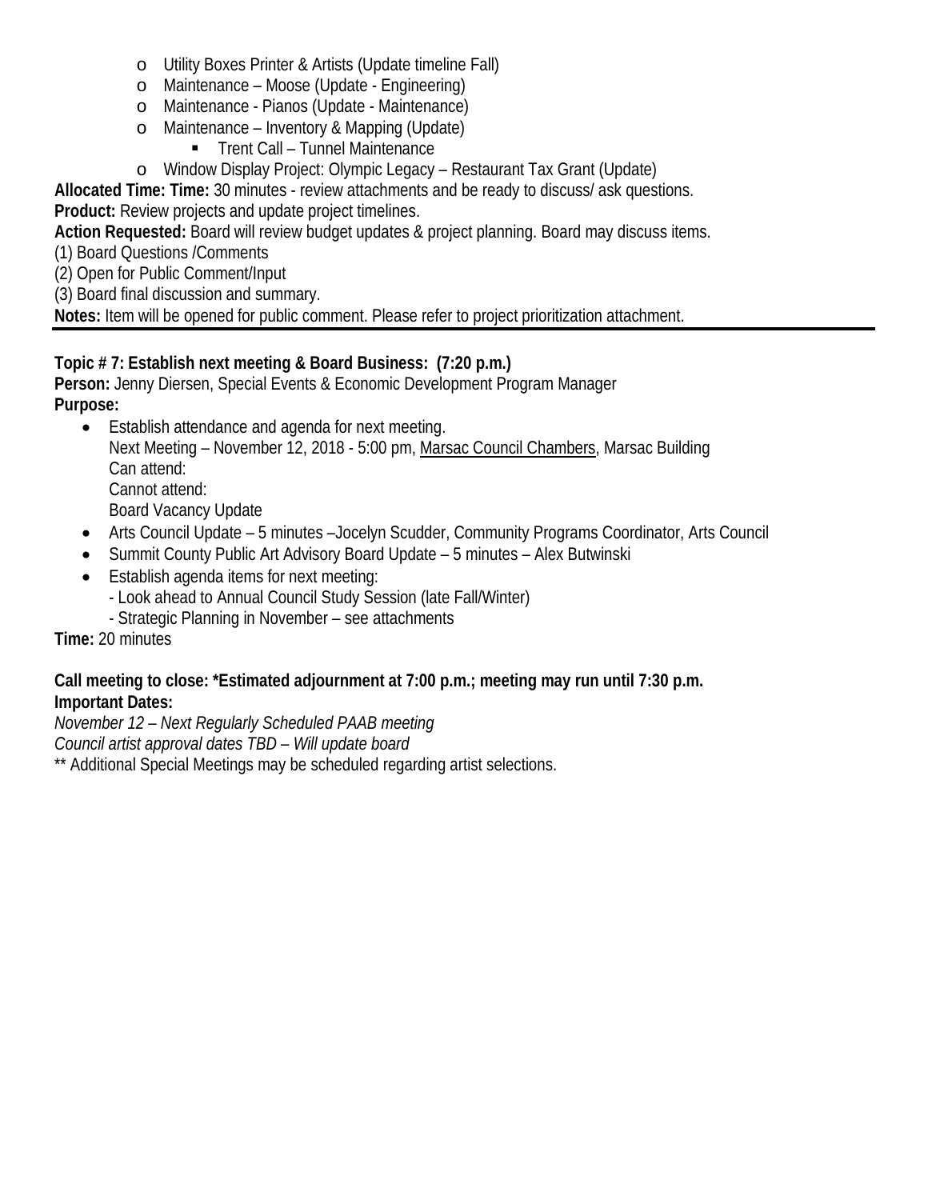- Utility Boxes Printer & Artists (Update timeline Fall)
- Maintenance – Moose (Update - Engineering)
- Maintenance - Pianos (Update - Maintenance)
- Maintenance – Inventory & Mapping (Update)
  - Trent Call – Tunnel Maintenance
- Window Display Project: Olympic Legacy – Restaurant Tax Grant (Update)

**Allocated Time: Time:** 30 minutes - review attachments and be ready to discuss/ ask questions.
**Product:** Review projects and update project timelines.
**Action Requested:** Board will review budget updates & project planning. Board may discuss items.
(1) Board Questions /Comments
(2) Open for Public Comment/Input
(3) Board final discussion and summary.
**Notes:** Item will be opened for public comment. Please refer to project prioritization attachment.

---

**Topic # 7: Establish next meeting & Board Business: (7:20 p.m.)**
**Person:** Jenny Diersen, Special Events & Economic Development Program Manager
**Purpose:**

- Establish attendance and agenda for next meeting.
  Next Meeting – November 12, 2018 - 5:00 pm, Marsac Council Chambers, Marsac Building
  Can attend:
  Cannot attend:
  Board Vacancy Update
- Arts Council Update – 5 minutes –Jocelyn Scudder, Community Programs Coordinator, Arts Council
- Summit County Public Art Advisory Board Update – 5 minutes – Alex Butwinski
- Establish agenda items for next meeting:
  - Look ahead to Annual Council Study Session (late Fall/Winter)
  - Strategic Planning in November – see attachments

**Time:** 20 minutes

**Call meeting to close: *Estimated adjournment at 7:00 p.m.; meeting may run until 7:30 p.m.**
**Important Dates:**
*November 12 – Next Regularly Scheduled PAAB meeting*
*Council artist approval dates TBD – Will update board*
** Additional Special Meetings may be scheduled regarding artist selections.